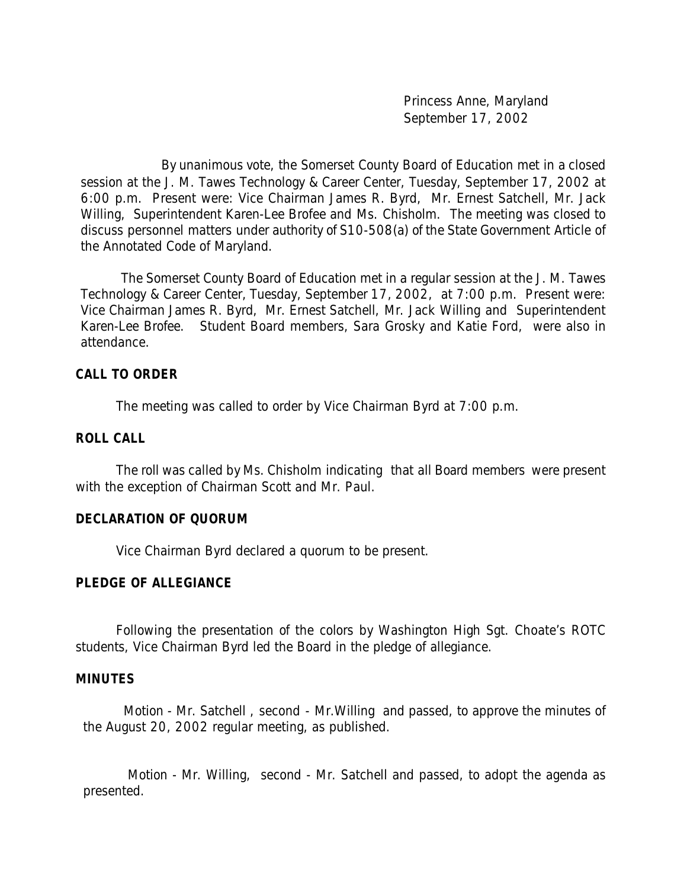Princess Anne, Maryland
September 17, 2002

By unanimous vote, the Somerset County Board of Education met in a closed session at the J. M. Tawes Technology & Career Center, Tuesday, September 17, 2002 at 6:00 p.m. Present were: Vice Chairman James R. Byrd, Mr. Ernest Satchell, Mr. Jack Willing, Superintendent Karen-Lee Brofee and Ms. Chisholm. The meeting was closed to discuss personnel matters under authority of S10-508(a) of the State Government Article of the Annotated Code of Maryland.

The Somerset County Board of Education met in a regular session at the J. M. Tawes Technology & Career Center, Tuesday, September 17, 2002, at 7:00 p.m. Present were: Vice Chairman James R. Byrd, Mr. Ernest Satchell, Mr. Jack Willing and Superintendent Karen-Lee Brofee. Student Board members, Sara Grosky and Katie Ford, were also in attendance.

**CALL TO ORDER**

The meeting was called to order by Vice Chairman Byrd at 7:00 p.m.

**ROLL CALL**

The roll was called by Ms. Chisholm indicating that all Board members were present with the exception of Chairman Scott and Mr. Paul.

**DECLARATION OF QUORUM**

Vice Chairman Byrd declared a quorum to be present.

**PLEDGE OF ALLEGIANCE**

Following the presentation of the colors by Washington High Sgt. Choate's ROTC students, Vice Chairman Byrd led the Board in the pledge of allegiance.

**MINUTES**

Motion - Mr. Satchell , second - Mr.Willing and passed, to approve the minutes of the August 20, 2002 regular meeting, as published.

Motion - Mr. Willing, second - Mr. Satchell and passed, to adopt the agenda as presented.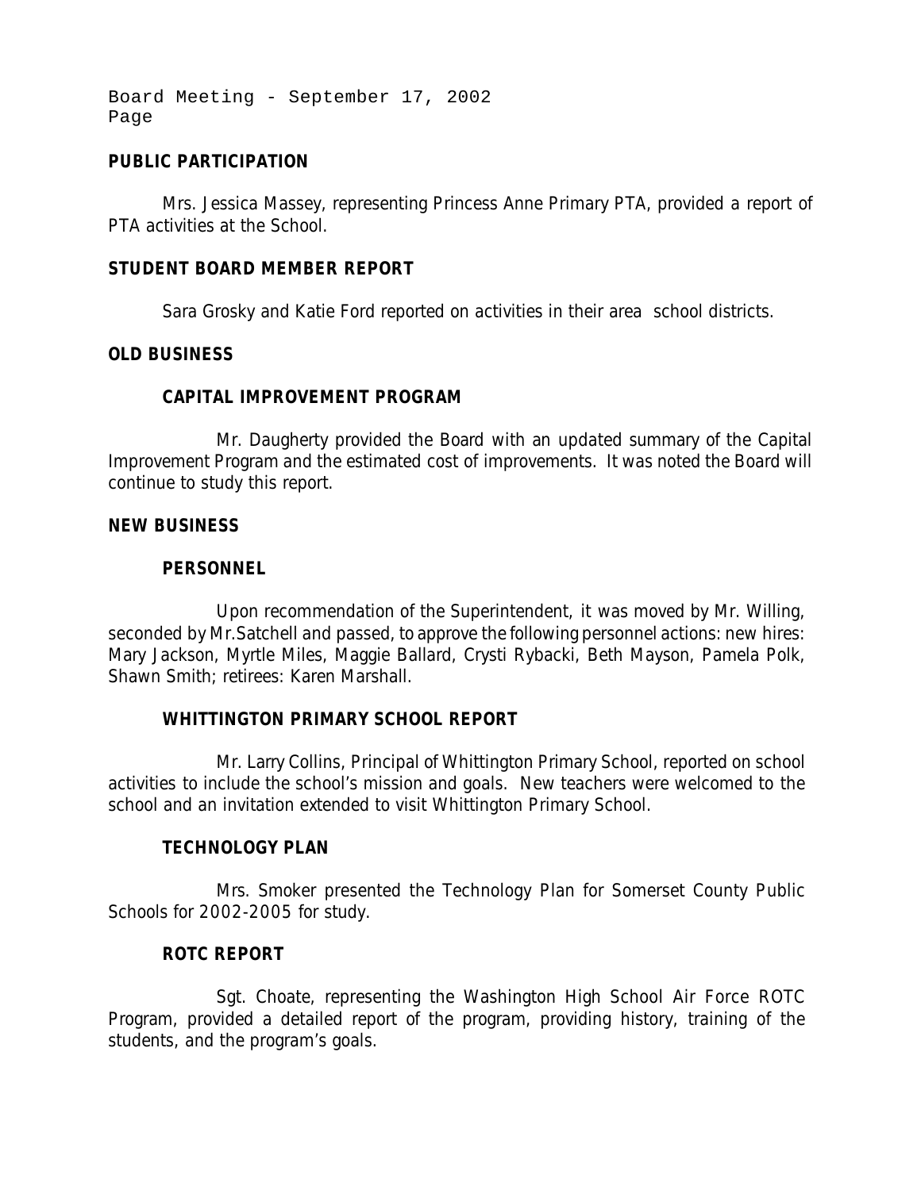## PUBLIC PARTICIPATION

Mrs. Jessica Massey, representing Princess Anne Primary PTA, provided a report of PTA activities at the School.

## STUDENT BOARD MEMBER REPORT

Sara Grosky and Katie Ford reported on activities in their area school districts.

## OLD BUSINESS

### CAPITAL IMPROVEMENT PROGRAM

Mr. Daugherty provided the Board with an updated summary of the Capital Improvement Program and the estimated cost of improvements. It was noted the Board will continue to study this report.

## NEW BUSINESS

### PERSONNEL

Upon recommendation of the Superintendent, it was moved by Mr. Willing, seconded by Mr.Satchell and passed, to approve the following personnel actions: new hires: Mary Jackson, Myrtle Miles, Maggie Ballard, Crysti Rybacki, Beth Mayson, Pamela Polk, Shawn Smith; retirees: Karen Marshall.

### WHITTINGTON PRIMARY SCHOOL REPORT

Mr. Larry Collins, Principal of Whittington Primary School, reported on school activities to include the school's mission and goals. New teachers were welcomed to the school and an invitation extended to visit Whittington Primary School.

### TECHNOLOGY PLAN

Mrs. Smoker presented the Technology Plan for Somerset County Public Schools for 2002-2005 for study.

### ROTC REPORT

Sgt. Choate, representing the Washington High School Air Force ROTC Program, provided a detailed report of the program, providing history, training of the students, and the program's goals.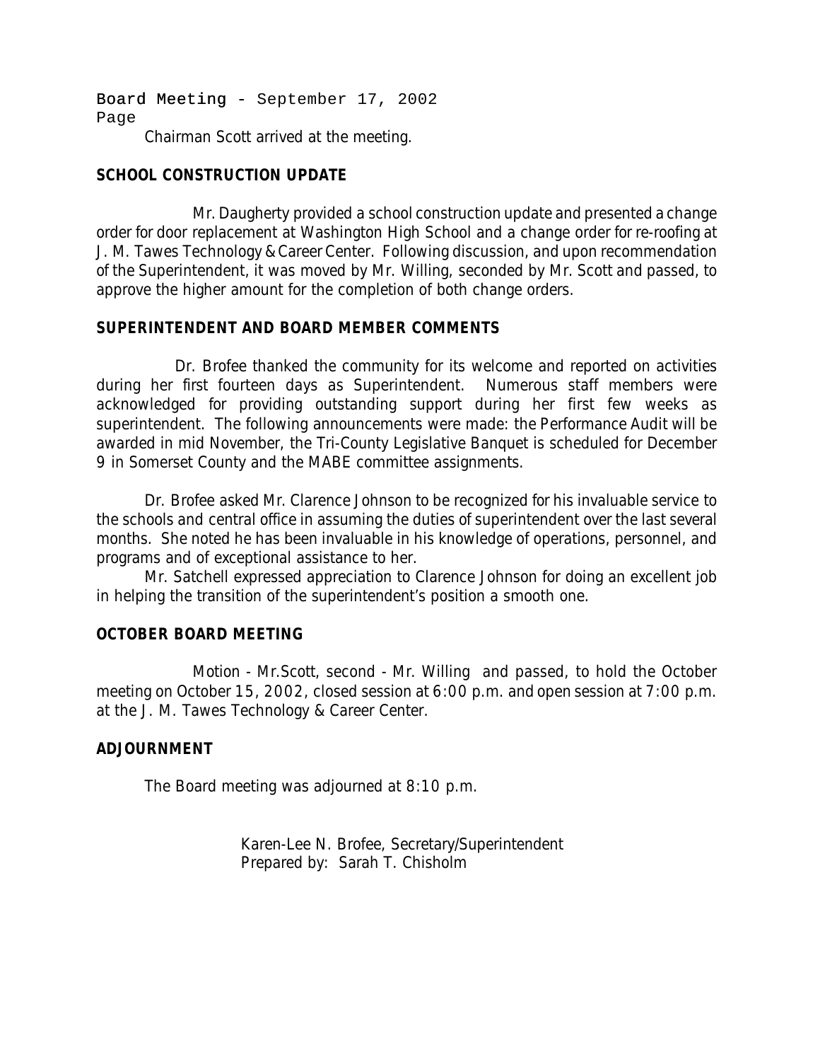Chairman Scott arrived at the meeting.

**SCHOOL CONSTRUCTION UPDATE**

Mr. Daugherty provided a school construction update and presented a change order for door replacement at Washington High School and a change order for re-roofing at J. M. Tawes Technology & Career Center. Following discussion, and upon recommendation of the Superintendent, it was moved by Mr. Willing, seconded by Mr. Scott and passed, to approve the higher amount for the completion of both change orders.

**SUPERINTENDENT AND BOARD MEMBER COMMENTS**

Dr. Brofee thanked the community for its welcome and reported on activities during her first fourteen days as Superintendent. Numerous staff members were acknowledged for providing outstanding support during her first few weeks as superintendent. The following announcements were made: the Performance Audit will be awarded in mid November, the Tri-County Legislative Banquet is scheduled for December 9 in Somerset County and the MABE committee assignments.

Dr. Brofee asked Mr. Clarence Johnson to be recognized for his invaluable service to the schools and central office in assuming the duties of superintendent over the last several months. She noted he has been invaluable in his knowledge of operations, personnel, and programs and of exceptional assistance to her.

Mr. Satchell expressed appreciation to Clarence Johnson for doing an excellent job in helping the transition of the superintendent's position a smooth one.

**OCTOBER BOARD MEETING**

Motion - Mr.Scott, second - Mr. Willing and passed, to hold the October meeting on October 15, 2002, closed session at 6:00 p.m. and open session at 7:00 p.m. at the J. M. Tawes Technology & Career Center.

**ADJOURNMENT**

The Board meeting was adjourned at 8:10 p.m.

Karen-Lee N. Brofee, Secretary/Superintendent
Prepared by: Sarah T. Chisholm